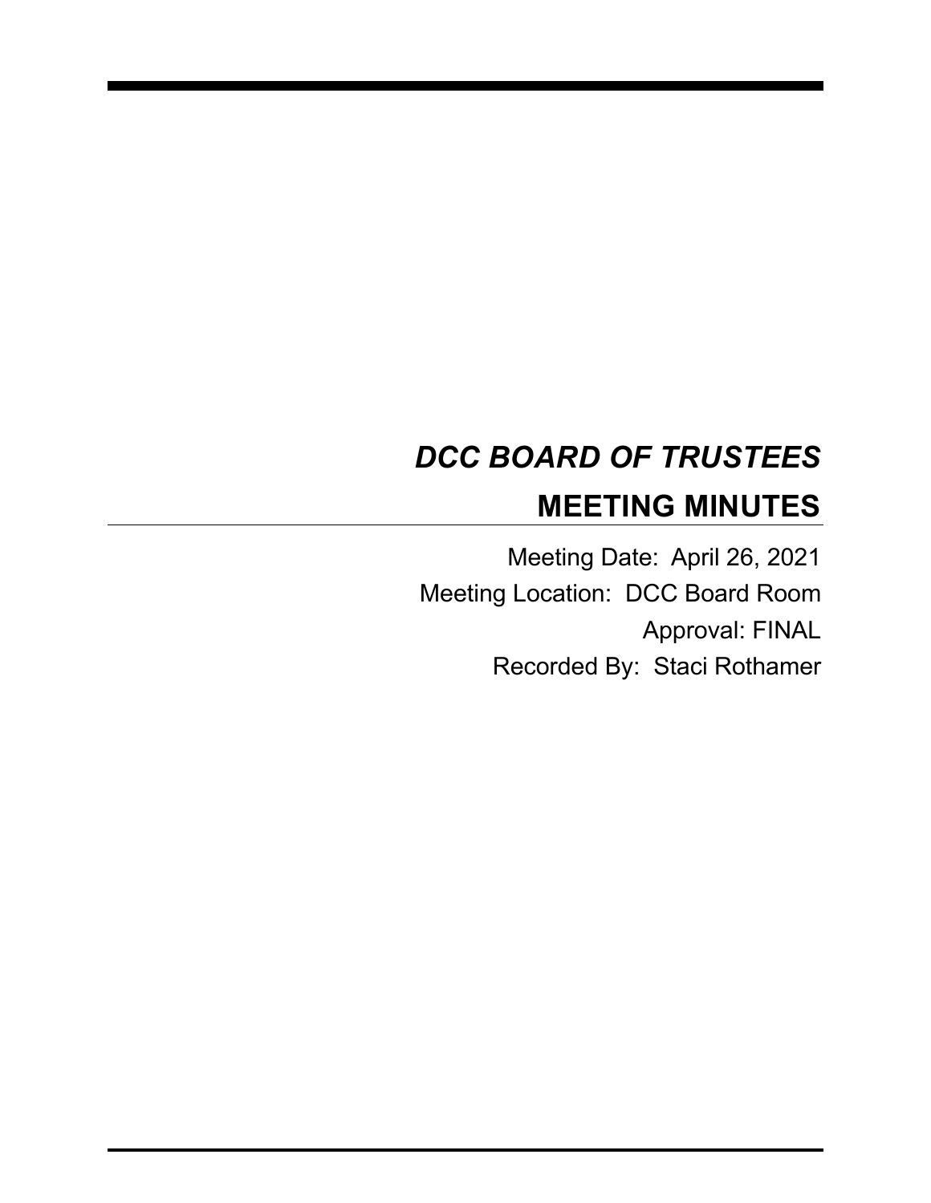# *DCC BOARD OF TRUSTEES*

## MEETING MINUTES

Meeting Date: April 26, 2021

Meeting Location: DCC Board Room

Approval: FINAL

Recorded By: Staci Rothamer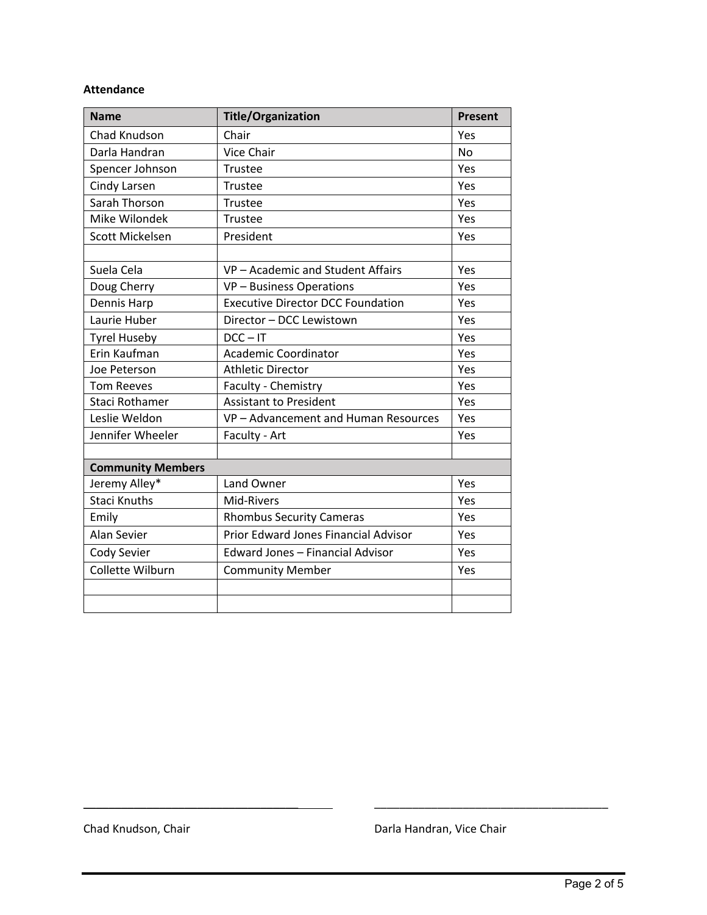**Attendance**

| Name | Title/Organization | Present |
|---|---|---|
| Chad Knudson | Chair | Yes |
| Darla Handran | Vice Chair | No |
| Spencer Johnson | Trustee | Yes |
| Cindy Larsen | Trustee | Yes |
| Sarah Thorson | Trustee | Yes |
| Mike Wilondek | Trustee | Yes |
| Scott Mickelsen | President | Yes |
| | | |
| Suela Cela | VP – Academic and Student Affairs | Yes |
| Doug Cherry | VP – Business Operations | Yes |
| Dennis Harp | Executive Director DCC Foundation | Yes |
| Laurie Huber | Director – DCC Lewistown | Yes |
| Tyrel Huseby | DCC – IT | Yes |
| Erin Kaufman | Academic Coordinator | Yes |
| Joe Peterson | Athletic Director | Yes |
| Tom Reeves | Faculty - Chemistry | Yes |
| Staci Rothamer | Assistant to President | Yes |
| Leslie Weldon | VP – Advancement and Human Resources | Yes |
| Jennifer Wheeler | Faculty - Art | Yes |
| | | |
| **Community Members** | | |
| Jeremy Alley* | Land Owner | Yes |
| Staci Knuths | Mid-Rivers | Yes |
| Emily | Rhombus Security Cameras | Yes |
| Alan Sevier | Prior Edward Jones Financial Advisor | Yes |
| Cody Sevier | Edward Jones – Financial Advisor | Yes |
| Collette Wilburn | Community Member | Yes |
| | | |
| | | |

\_\_\_\_\_\_\_\_\_\_\_\_\_\_\_\_\_\_\_\_\_\_\_\_\_\_\_\_\_\_\_\_\_\_\_\_
Chad Knudson, Chair

\_\_\_\_\_\_\_\_\_\_\_\_\_\_\_\_\_\_\_\_\_\_\_\_\_\_\_\_\_\_\_\_\_\_\_\_
Darla Handran, Vice Chair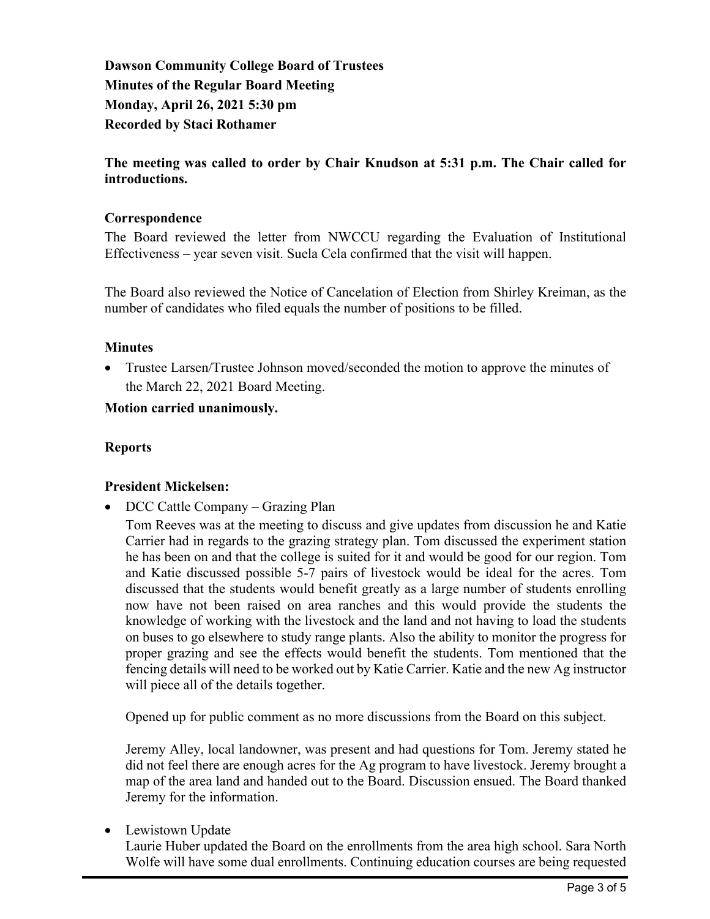**Dawson Community College Board of Trustees**
**Minutes of the Regular Board Meeting**
**Monday, April 26, 2021 5:30 pm**
**Recorded by Staci Rothamer**

**The meeting was called to order by Chair Knudson at 5:31 p.m. The Chair called for introductions.**

**Correspondence**

The Board reviewed the letter from NWCCU regarding the Evaluation of Institutional Effectiveness – year seven visit. Suela Cela confirmed that the visit will happen.

The Board also reviewed the Notice of Cancelation of Election from Shirley Kreiman, as the number of candidates who filed equals the number of positions to be filled.

**Minutes**

- Trustee Larsen/Trustee Johnson moved/seconded the motion to approve the minutes of the March 22, 2021 Board Meeting.

**Motion carried unanimously.**

**Reports**

**President Mickelsen:**

- DCC Cattle Company – Grazing Plan

  Tom Reeves was at the meeting to discuss and give updates from discussion he and Katie Carrier had in regards to the grazing strategy plan. Tom discussed the experiment station he has been on and that the college is suited for it and would be good for our region. Tom and Katie discussed possible 5-7 pairs of livestock would be ideal for the acres. Tom discussed that the students would benefit greatly as a large number of students enrolling now have not been raised on area ranches and this would provide the students the knowledge of working with the livestock and the land and not having to load the students on buses to go elsewhere to study range plants. Also the ability to monitor the progress for proper grazing and see the effects would benefit the students. Tom mentioned that the fencing details will need to be worked out by Katie Carrier. Katie and the new Ag instructor will piece all of the details together.

  Opened up for public comment as no more discussions from the Board on this subject.

  Jeremy Alley, local landowner, was present and had questions for Tom. Jeremy stated he did not feel there are enough acres for the Ag program to have livestock. Jeremy brought a map of the area land and handed out to the Board. Discussion ensued. The Board thanked Jeremy for the information.

- Lewistown Update

  Laurie Huber updated the Board on the enrollments from the area high school. Sara North Wolfe will have some dual enrollments. Continuing education courses are being requested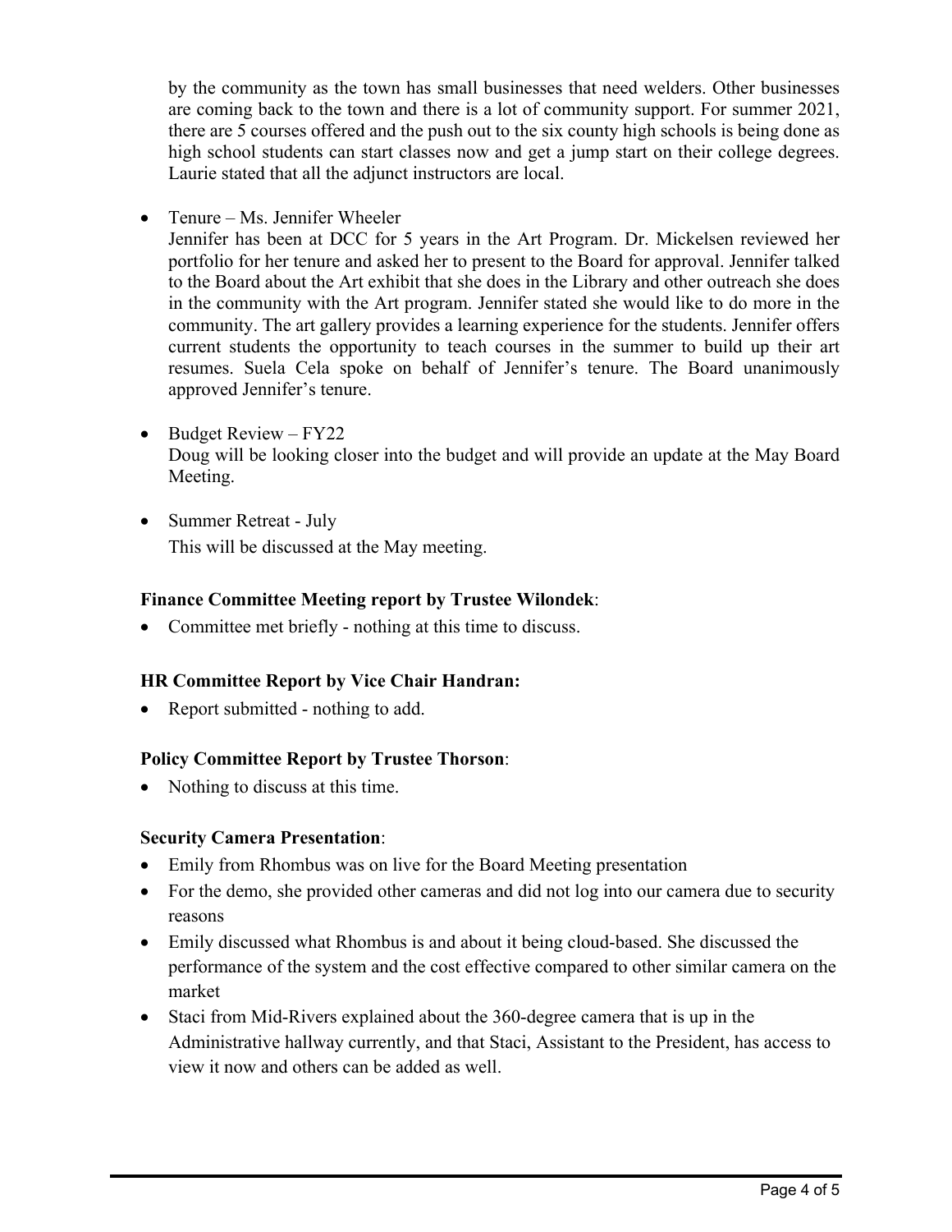by the community as the town has small businesses that need welders. Other businesses are coming back to the town and there is a lot of community support. For summer 2021, there are 5 courses offered and the push out to the six county high schools is being done as high school students can start classes now and get a jump start on their college degrees. Laurie stated that all the adjunct instructors are local.

- Tenure – Ms. Jennifer Wheeler
  Jennifer has been at DCC for 5 years in the Art Program. Dr. Mickelsen reviewed her portfolio for her tenure and asked her to present to the Board for approval. Jennifer talked to the Board about the Art exhibit that she does in the Library and other outreach she does in the community with the Art program. Jennifer stated she would like to do more in the community. The art gallery provides a learning experience for the students. Jennifer offers current students the opportunity to teach courses in the summer to build up their art resumes. Suela Cela spoke on behalf of Jennifer's tenure. The Board unanimously approved Jennifer's tenure.

- Budget Review – FY22
  Doug will be looking closer into the budget and will provide an update at the May Board Meeting.

- Summer Retreat - July
  This will be discussed at the May meeting.

**Finance Committee Meeting report by Trustee Wilondek**:

- Committee met briefly - nothing at this time to discuss.

**HR Committee Report by Vice Chair Handran:**

- Report submitted - nothing to add.

**Policy Committee Report by Trustee Thorson**:

- Nothing to discuss at this time.

**Security Camera Presentation**:

- Emily from Rhombus was on live for the Board Meeting presentation
- For the demo, she provided other cameras and did not log into our camera due to security reasons
- Emily discussed what Rhombus is and about it being cloud-based. She discussed the performance of the system and the cost effective compared to other similar camera on the market
- Staci from Mid-Rivers explained about the 360-degree camera that is up in the Administrative hallway currently, and that Staci, Assistant to the President, has access to view it now and others can be added as well.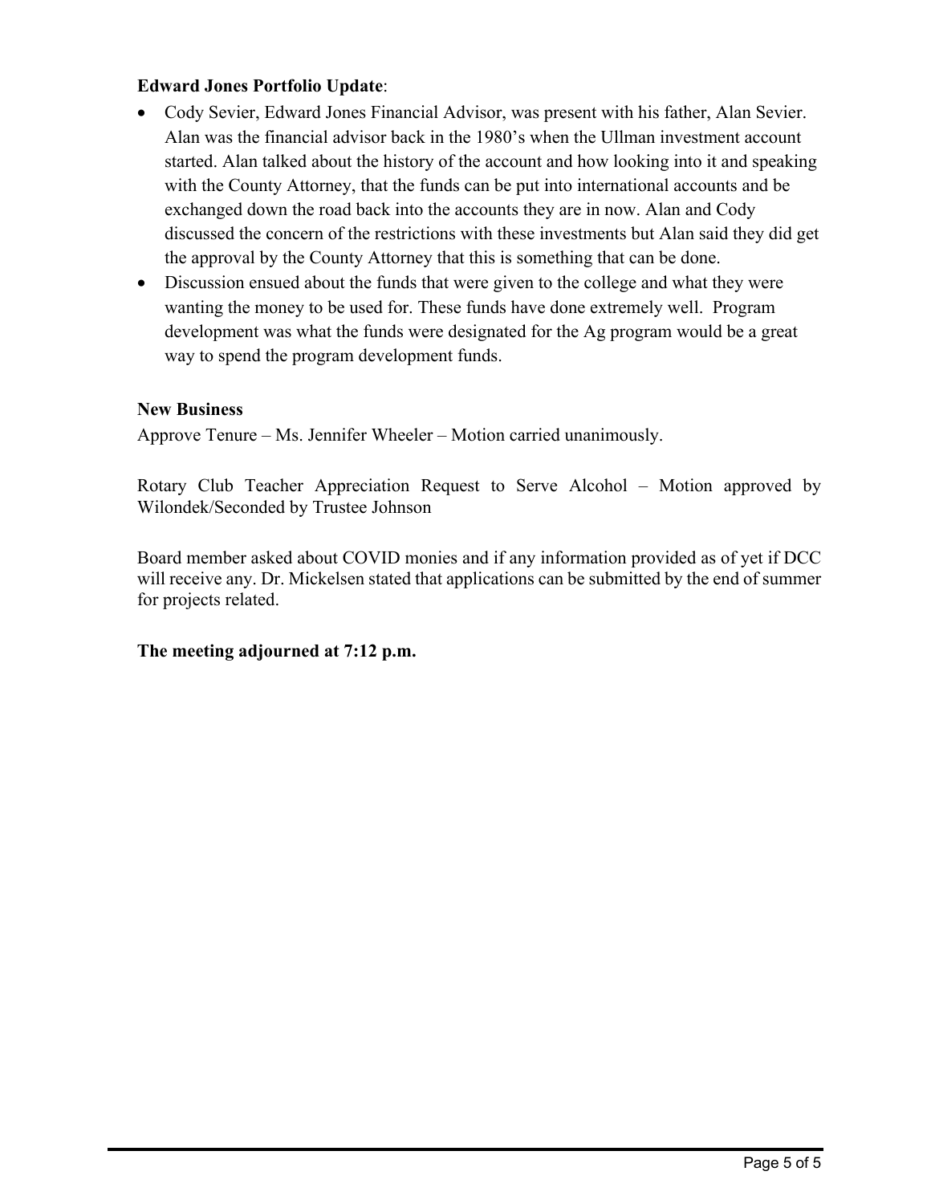**Edward Jones Portfolio Update**:

- Cody Sevier, Edward Jones Financial Advisor, was present with his father, Alan Sevier. Alan was the financial advisor back in the 1980's when the Ullman investment account started. Alan talked about the history of the account and how looking into it and speaking with the County Attorney, that the funds can be put into international accounts and be exchanged down the road back into the accounts they are in now. Alan and Cody discussed the concern of the restrictions with these investments but Alan said they did get the approval by the County Attorney that this is something that can be done.
- Discussion ensued about the funds that were given to the college and what they were wanting the money to be used for. These funds have done extremely well. Program development was what the funds were designated for the Ag program would be a great way to spend the program development funds.

**New Business**

Approve Tenure – Ms. Jennifer Wheeler – Motion carried unanimously.

Rotary Club Teacher Appreciation Request to Serve Alcohol – Motion approved by Wilondek/Seconded by Trustee Johnson

Board member asked about COVID monies and if any information provided as of yet if DCC will receive any. Dr. Mickelsen stated that applications can be submitted by the end of summer for projects related.

**The meeting adjourned at 7:12 p.m.**